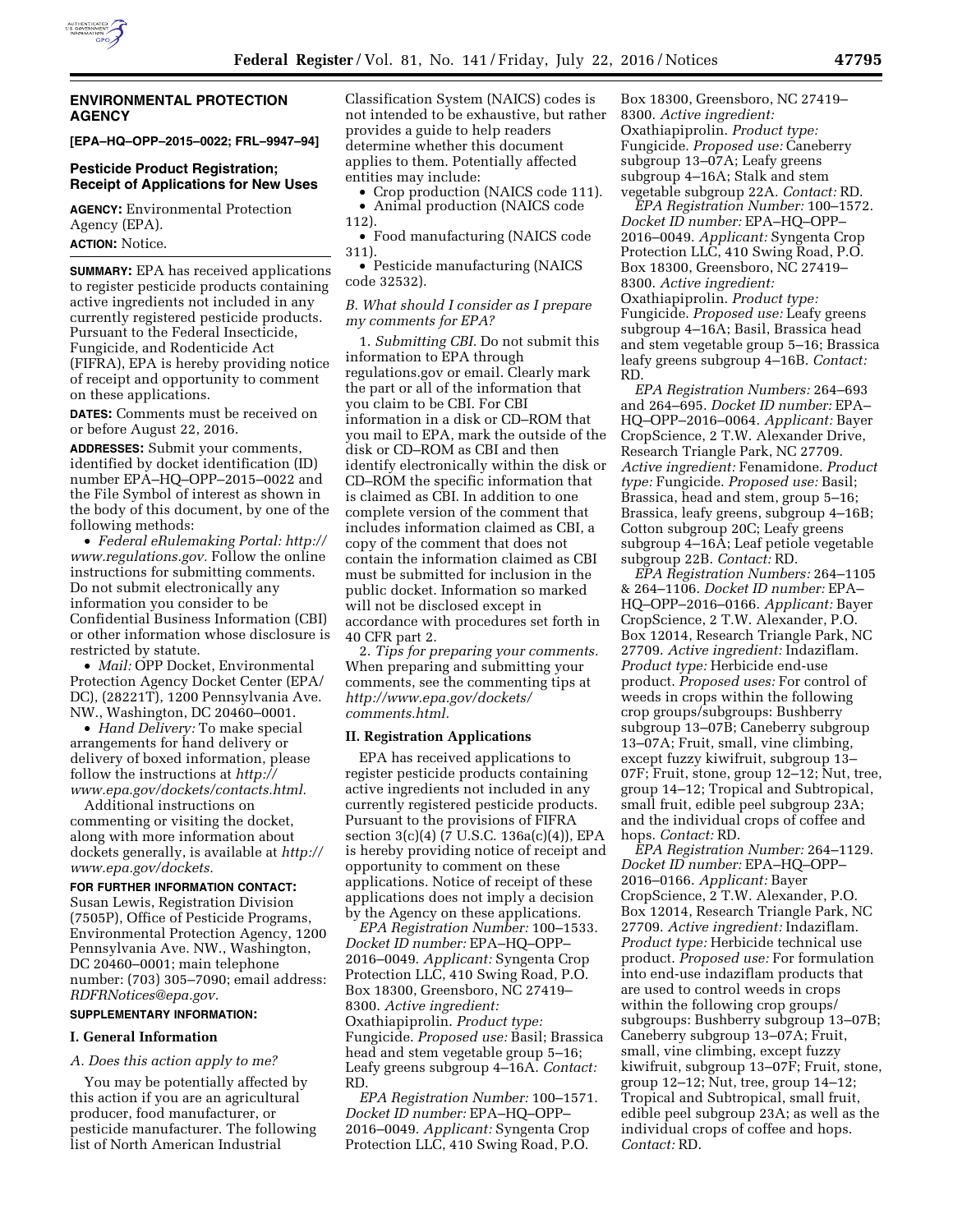## ENVIRONMENTAL PROTECTION AGENCY

**[EPA–HQ–OPP–2015–0022; FRL–9947–94]**

### Pesticide Product Registration; Receipt of Applications for New Uses

**AGENCY:** Environmental Protection Agency (EPA).

**ACTION:** Notice.

**SUMMARY:** EPA has received applications to register pesticide products containing active ingredients not included in any currently registered pesticide products. Pursuant to the Federal Insecticide, Fungicide, and Rodenticide Act (FIFRA), EPA is hereby providing notice of receipt and opportunity to comment on these applications.

**DATES:** Comments must be received on or before August 22, 2016.

**ADDRESSES:** Submit your comments, identified by docket identification (ID) number EPA–HQ–OPP–2015–0022 and the File Symbol of interest as shown in the body of this document, by one of the following methods:

- *Federal eRulemaking Portal: http://www.regulations.gov.* Follow the online instructions for submitting comments. Do not submit electronically any information you consider to be Confidential Business Information (CBI) or other information whose disclosure is restricted by statute.
- *Mail:* OPP Docket, Environmental Protection Agency Docket Center (EPA/DC), (28221T), 1200 Pennsylvania Ave. NW., Washington, DC 20460–0001.
- *Hand Delivery:* To make special arrangements for hand delivery or delivery of boxed information, please follow the instructions at *http://www.epa.gov/dockets/contacts.html.*

Additional instructions on commenting or visiting the docket, along with more information about dockets generally, is available at *http://www.epa.gov/dockets.*

**FOR FURTHER INFORMATION CONTACT:** Susan Lewis, Registration Division (7505P), Office of Pesticide Programs, Environmental Protection Agency, 1200 Pennsylvania Ave. NW., Washington, DC 20460–0001; main telephone number: (703) 305–7090; email address: *RDFRNotices@epa.gov.*

**SUPPLEMENTARY INFORMATION:**

### I. General Information

*A. Does this action apply to me?*

You may be potentially affected by this action if you are an agricultural producer, food manufacturer, or pesticide manufacturer. The following list of North American Industrial Classification System (NAICS) codes is not intended to be exhaustive, but rather provides a guide to help readers determine whether this document applies to them. Potentially affected entities may include:

- Crop production (NAICS code 111).
- Animal production (NAICS code 112).
- Food manufacturing (NAICS code 311).
- Pesticide manufacturing (NAICS code 32532).

*B. What should I consider as I prepare my comments for EPA?*

1. *Submitting CBI.* Do not submit this information to EPA through regulations.gov or email. Clearly mark the part or all of the information that you claim to be CBI. For CBI information in a disk or CD–ROM that you mail to EPA, mark the outside of the disk or CD–ROM as CBI and then identify electronically within the disk or CD–ROM the specific information that is claimed as CBI. In addition to one complete version of the comment that includes information claimed as CBI, a copy of the comment that does not contain the information claimed as CBI must be submitted for inclusion in the public docket. Information so marked will not be disclosed except in accordance with procedures set forth in 40 CFR part 2.

2. *Tips for preparing your comments.* When preparing and submitting your comments, see the commenting tips at *http://www.epa.gov/dockets/comments.html.*

### II. Registration Applications

EPA has received applications to register pesticide products containing active ingredients not included in any currently registered pesticide products. Pursuant to the provisions of FIFRA section 3(c)(4) (7 U.S.C. 136a(c)(4)), EPA is hereby providing notice of receipt and opportunity to comment on these applications. Notice of receipt of these applications does not imply a decision by the Agency on these applications.

*EPA Registration Number:* 100–1533. *Docket ID number:* EPA–HQ–OPP–2016–0049. *Applicant:* Syngenta Crop Protection LLC, 410 Swing Road, P.O. Box 18300, Greensboro, NC 27419–8300. *Active ingredient:* Oxathiapiprolin. *Product type:* Fungicide. *Proposed use:* Basil; Brassica head and stem vegetable group 5–16; Leafy greens subgroup 4–16A. *Contact:* RD.

*EPA Registration Number:* 100–1571. *Docket ID number:* EPA–HQ–OPP–2016–0049. *Applicant:* Syngenta Crop Protection LLC, 410 Swing Road, P.O. Box 18300, Greensboro, NC 27419–8300. *Active ingredient:* Oxathiapiprolin. *Product type:* Fungicide. *Proposed use:* Caneberry subgroup 13–07A; Leafy greens subgroup 4–16A; Stalk and stem vegetable subgroup 22A. *Contact:* RD.

*EPA Registration Number:* 100–1572. *Docket ID number:* EPA–HQ–OPP–2016–0049. *Applicant:* Syngenta Crop Protection LLC, 410 Swing Road, P.O. Box 18300, Greensboro, NC 27419–8300. *Active ingredient:* Oxathiapiprolin. *Product type:* Fungicide. *Proposed use:* Leafy greens subgroup 4–16A; Basil, Brassica head and stem vegetable group 5–16; Brassica leafy greens subgroup 4–16B. *Contact:* RD.

*EPA Registration Numbers:* 264–693 and 264–695. *Docket ID number:* EPA–HQ–OPP–2016–0064. *Applicant:* Bayer CropScience, 2 T.W. Alexander Drive, Research Triangle Park, NC 27709. *Active ingredient:* Fenamidone. *Product type:* Fungicide. *Proposed use:* Basil; Brassica, head and stem, group 5–16; Brassica, leafy greens, subgroup 4–16B; Cotton subgroup 20C; Leafy greens subgroup 4–16A; Leaf petiole vegetable subgroup 22B. *Contact:* RD.

*EPA Registration Numbers:* 264–1105 & 264–1106. *Docket ID number:* EPA–HQ–OPP–2016–0166. *Applicant:* Bayer CropScience, 2 T.W. Alexander, P.O. Box 12014, Research Triangle Park, NC 27709. *Active ingredient:* Indaziflam. *Product type:* Herbicide end-use product. *Proposed uses:* For control of weeds in crops within the following crop groups/subgroups: Bushberry subgroup 13–07B; Caneberry subgroup 13–07A; Fruit, small, vine climbing, except fuzzy kiwifruit, subgroup 13–07F; Fruit, stone, group 12–12; Nut, tree, group 14–12; Tropical and Subtropical, small fruit, edible peel subgroup 23A; and the individual crops of coffee and hops. *Contact:* RD.

*EPA Registration Number:* 264–1129. *Docket ID number:* EPA–HQ–OPP–2016–0166. *Applicant:* Bayer CropScience, 2 T.W. Alexander, P.O. Box 12014, Research Triangle Park, NC 27709. *Active ingredient:* Indaziflam. *Product type:* Herbicide technical use product. *Proposed use:* For formulation into end-use indaziflam products that are used to control weeds in crops within the following crop groups/subgroups: Bushberry subgroup 13–07B; Caneberry subgroup 13–07A; Fruit, small, vine climbing, except fuzzy kiwifruit, subgroup 13–07F; Fruit, stone, group 12–12; Nut, tree, group 14–12; Tropical and Subtropical, small fruit, edible peel subgroup 23A; as well as the individual crops of coffee and hops. *Contact:* RD.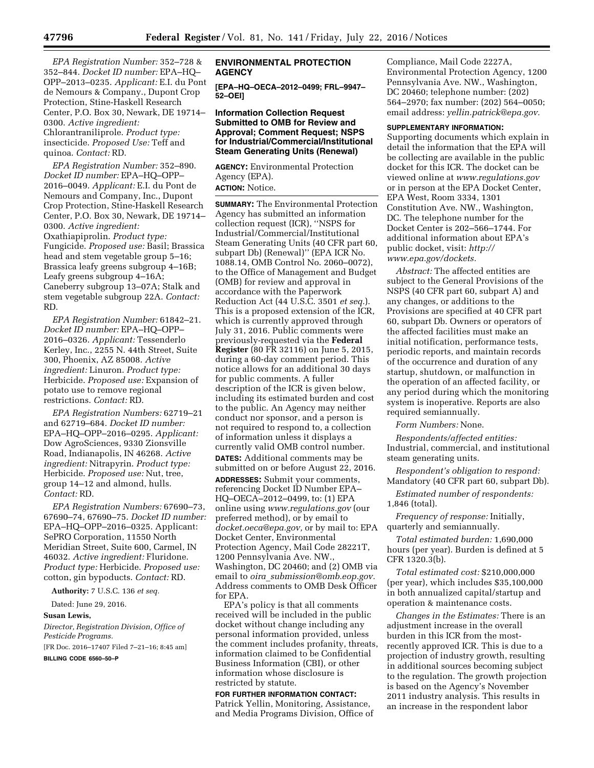*EPA Registration Number:* 352–728 & 352–844. *Docket ID number:* EPA–HQ–OPP–2013–0235. *Applicant:* E.I. du Pont de Nemours & Company., Dupont Crop Protection, Stine-Haskell Research Center, P.O. Box 30, Newark, DE 19714–0300. *Active ingredient:* Chlorantraniliprole. *Product type:* insecticide. *Proposed Use:* Teff and quinoa. *Contact:* RD.

*EPA Registration Number:* 352–890. *Docket ID number:* EPA–HQ–OPP–2016–0049. *Applicant:* E.I. du Pont de Nemours and Company, Inc., Dupont Crop Protection, Stine-Haskell Research Center, P.O. Box 30, Newark, DE 19714–0300. *Active ingredient:* Oxathiapiprolin. *Product type:* Fungicide. *Proposed use:* Basil; Brassica head and stem vegetable group 5–16; Brassica leafy greens subgroup 4–16B; Leafy greens subgroup 4–16A; Caneberry subgroup 13–07A; Stalk and stem vegetable subgroup 22A. *Contact:* RD.

*EPA Registration Number:* 61842–21. *Docket ID number:* EPA–HQ–OPP–2016–0326. *Applicant:* Tessenderlo Kerley, Inc., 2255 N. 44th Street, Suite 300, Phoenix, AZ 85008. *Active ingredient:* Linuron. *Product type:* Herbicide. *Proposed use:* Expansion of potato use to remove regional restrictions. *Contact:* RD.

*EPA Registration Numbers:* 62719–21 and 62719–684. *Docket ID number:* EPA–HQ–OPP–2016–0295. *Applicant:* Dow AgroSciences, 9330 Zionsville Road, Indianapolis, IN 46268. *Active ingredient:* Nitrapyrin. *Product type:* Herbicide. *Proposed use:* Nut, tree, group 14–12 and almond, hulls. *Contact:* RD.

*EPA Registration Numbers:* 67690–73, 67690–74, 67690–75. *Docket ID number:* EPA–HQ–OPP–2016–0325. Applicant: SePRO Corporation, 11550 North Meridian Street, Suite 600, Carmel, IN 46032. *Active ingredient:* Fluridone. *Product type:* Herbicide. *Proposed use:* cotton, gin byproducts. *Contact:* RD.

**Authority:** 7 U.S.C. 136 *et seq.*

Dated: June 29, 2016.

**Susan Lewis,**

*Director, Registration Division, Office of Pesticide Programs.*

[FR Doc. 2016–17407 Filed 7–21–16; 8:45 am]

**BILLING CODE 6560–50–P**

## ENVIRONMENTAL PROTECTION AGENCY

**[EPA–HQ–OECA–2012–0499; FRL–9947–52–OEI]**

### Information Collection Request Submitted to OMB for Review and Approval; Comment Request; NSPS for Industrial/Commercial/Institutional Steam Generating Units (Renewal)

**AGENCY:** Environmental Protection Agency (EPA).

**ACTION:** Notice.

**SUMMARY:** The Environmental Protection Agency has submitted an information collection request (ICR), ''NSPS for Industrial/Commercial/Institutional Steam Generating Units (40 CFR part 60, subpart Db) (Renewal)'' (EPA ICR No. 1088.14, OMB Control No. 2060–0072), to the Office of Management and Budget (OMB) for review and approval in accordance with the Paperwork Reduction Act (44 U.S.C. 3501 *et seq.*). This is a proposed extension of the ICR, which is currently approved through July 31, 2016. Public comments were previously-requested via the **Federal Register** (80 FR 32116) on June 5, 2015, during a 60-day comment period. This notice allows for an additional 30 days for public comments. A fuller description of the ICR is given below, including its estimated burden and cost to the public. An Agency may neither conduct nor sponsor, and a person is not required to respond to, a collection of information unless it displays a currently valid OMB control number.

**DATES:** Additional comments may be submitted on or before August 22, 2016.

**ADDRESSES:** Submit your comments, referencing Docket ID Number EPA–HQ–OECA–2012–0499, to: (1) EPA online using *www.regulations.gov* (our preferred method), or by email to *docket.oeca@epa.gov,* or by mail to: EPA Docket Center, Environmental Protection Agency, Mail Code 28221T, 1200 Pennsylvania Ave. NW., Washington, DC 20460; and (2) OMB via email to *oira_submission@omb.eop.gov.* Address comments to OMB Desk Officer for EPA.

EPA's policy is that all comments received will be included in the public docket without change including any personal information provided, unless the comment includes profanity, threats, information claimed to be Confidential Business Information (CBI), or other information whose disclosure is restricted by statute.

**FOR FURTHER INFORMATION CONTACT:** Patrick Yellin, Monitoring, Assistance, and Media Programs Division, Office of Compliance, Mail Code 2227A, Environmental Protection Agency, 1200 Pennsylvania Ave. NW., Washington, DC 20460; telephone number: (202) 564–2970; fax number: (202) 564–0050; email address: *yellin.patrick@epa.gov.*

**SUPPLEMENTARY INFORMATION:** Supporting documents which explain in detail the information that the EPA will be collecting are available in the public docket for this ICR. The docket can be viewed online at *www.regulations.gov* or in person at the EPA Docket Center, EPA West, Room 3334, 1301 Constitution Ave. NW., Washington, DC. The telephone number for the Docket Center is 202–566–1744. For additional information about EPA's public docket, visit: *http://www.epa.gov/dockets.*

*Abstract:* The affected entities are subject to the General Provisions of the NSPS (40 CFR part 60, subpart A) and any changes, or additions to the Provisions are specified at 40 CFR part 60, subpart Db. Owners or operators of the affected facilities must make an initial notification, performance tests, periodic reports, and maintain records of the occurrence and duration of any startup, shutdown, or malfunction in the operation of an affected facility, or any period during which the monitoring system is inoperative. Reports are also required semiannually.

*Form Numbers:* None.

*Respondents/affected entities:* Industrial, commercial, and institutional steam generating units.

*Respondent's obligation to respond:* Mandatory (40 CFR part 60, subpart Db).

*Estimated number of respondents:* 1,846 (total).

*Frequency of response:* Initially, quarterly and semiannually.

*Total estimated burden:* 1,690,000 hours (per year). Burden is defined at 5 CFR 1320.3(b).

*Total estimated cost:* $210,000,000 (per year), which includes $35,100,000 in both annualized capital/startup and operation & maintenance costs.

*Changes in the Estimates:* There is an adjustment increase in the overall burden in this ICR from the most-recently approved ICR. This is due to a projection of industry growth, resulting in additional sources becoming subject to the regulation. The growth projection is based on the Agency's November 2011 industry analysis. This results in an increase in the respondent labor